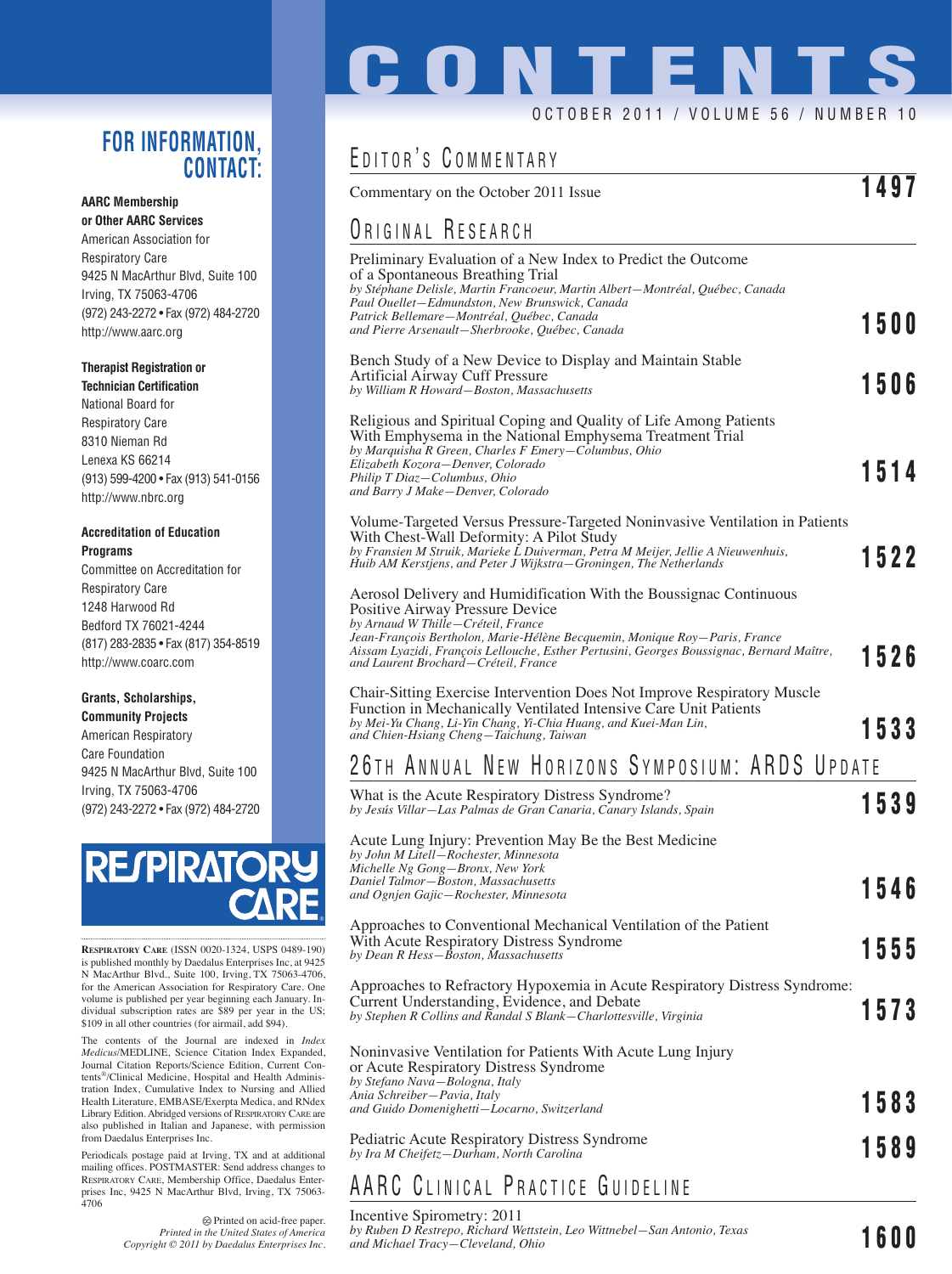# CONTENTS

OCTOBER 2011 / VOLUME 56 / NUMBER 10

## EDITOR'S COMMENTARY

Commentary on the October 2011 Issue **1497**

## ORIGINAL RESEARCH

Preliminary Evaluation of a New Index to Predict the Outcome of a Spontaneous Breathing Trial
*by Stéphane Delisle, Martin Francoeur, Martin Albert—Montréal, Québec, Canada*
*Paul Ouellet—Edmundston, New Brunswick, Canada*
*Patrick Bellemare—Montréal, Québec, Canada*
*and Pierre Arsenault—Sherbrooke, Québec, Canada* **1500**

Bench Study of a New Device to Display and Maintain Stable Artificial Airway Cuff Pressure
*by William R Howard—Boston, Massachusetts* **1506**

Religious and Spiritual Coping and Quality of Life Among Patients With Emphysema in the National Emphysema Treatment Trial
*by Marquisha R Green, Charles F Emery—Columbus, Ohio*
*Elizabeth Kozora—Denver, Colorado*
*Philip T Diaz—Columbus, Ohio*
*and Barry J Make—Denver, Colorado* **1514**

Volume-Targeted Versus Pressure-Targeted Noninvasive Ventilation in Patients With Chest-Wall Deformity: A Pilot Study
*by Fransien M Struik, Marieke L Duiverman, Petra M Meijer, Jellie A Nieuwenhuis, Huib AM Kerstjens, and Peter J Wijkstra—Groningen, The Netherlands* **1522**

Aerosol Delivery and Humidification With the Boussignac Continuous Positive Airway Pressure Device
*by Arnaud W Thille—Créteil, France*
*Jean-François Bertholon, Marie-Hélène Becquemin, Monique Roy—Paris, France*
*Aissam Lyazidi, François Lellouche, Esther Pertusini, Georges Boussignac, Bernard Maître, and Laurent Brochard—Créteil, France* **1526**

Chair-Sitting Exercise Intervention Does Not Improve Respiratory Muscle Function in Mechanically Ventilated Intensive Care Unit Patients
*by Mei-Yu Chang, Li-Yin Chang, Yi-Chia Huang, and Kuei-Man Lin, and Chien-Hsiang Cheng—Taichung, Taiwan* **1533**

## 26TH ANNUAL NEW HORIZONS SYMPOSIUM: ARDS UPDATE

What is the Acute Respiratory Distress Syndrome?
*by Jesús Villar—Las Palmas de Gran Canaria, Canary Islands, Spain* **1539**

Acute Lung Injury: Prevention May Be the Best Medicine
*by John M Litell—Rochester, Minnesota*
*Michelle Ng Gong—Bronx, New York*
*Daniel Talmor—Boston, Massachusetts*
*and Ognjen Gajic—Rochester, Minnesota* **1546**

Approaches to Conventional Mechanical Ventilation of the Patient With Acute Respiratory Distress Syndrome
*by Dean R Hess—Boston, Massachusetts* **1555**

Approaches to Refractory Hypoxemia in Acute Respiratory Distress Syndrome: Current Understanding, Evidence, and Debate
*by Stephen R Collins and Randal S Blank—Charlottesville, Virginia* **1573**

Noninvasive Ventilation for Patients With Acute Lung Injury or Acute Respiratory Distress Syndrome
*by Stefano Nava—Bologna, Italy*
*Ania Schreiber—Pavia, Italy*
*and Guido Domenighetti—Locarno, Switzerland* **1583**

Pediatric Acute Respiratory Distress Syndrome
*by Ira M Cheifetz—Durham, North Carolina* **1589**

## AARC CLINICAL PRACTICE GUIDELINE

Incentive Spirometry: 2011
*by Ruben D Restrepo, Richard Wettstein, Leo Wittnebel—San Antonio, Texas and Michael Tracy—Cleveland, Ohio* **1600**

---

## FOR INFORMATION, CONTACT:

**AARC Membership or Other AARC Services**
American Association for Respiratory Care
9425 N MacArthur Blvd, Suite 100
Irving, TX 75063-4706
(972) 243-2272 • Fax (972) 484-2720
http://www.aarc.org

**Therapist Registration or Technician Certification**
National Board for Respiratory Care
8310 Nieman Rd
Lenexa KS 66214
(913) 599-4200 • Fax (913) 541-0156
http://www.nbrc.org

**Accreditation of Education Programs**
Committee on Accreditation for Respiratory Care
1248 Harwood Rd
Bedford TX 76021-4244
(817) 283-2835 • Fax (817) 354-8519
http://www.coarc.com

**Grants, Scholarships, Community Projects**
American Respiratory Care Foundation
9425 N MacArthur Blvd, Suite 100
Irving, TX 75063-4706
(972) 243-2272 • Fax (972) 484-2720

RESPIRATORY CARE

RESPIRATORY CARE (ISSN 0020-1324, USPS 0489-190) is published monthly by Daedalus Enterprises Inc, at 9425 N MacArthur Blvd., Suite 100, Irving, TX 75063-4706, for the American Association for Respiratory Care. One volume is published per year beginning each January. Individual subscription rates are $89 per year in the US; $109 in all other countries (for airmail, add $94).

The contents of the Journal are indexed in *Index Medicus*/MEDLINE, Science Citation Index Expanded, Journal Citation Reports/Science Edition, Current Contents®/Clinical Medicine, Hospital and Health Administration Index, Cumulative Index to Nursing and Allied Health Literature, EMBASE/Exerpta Medica, and RNdex Library Edition. Abridged versions of RESPIRATORY CARE are also published in Italian and Japanese, with permission from Daedalus Enterprises Inc.

Periodicals postage paid at Irving, TX and at additional mailing offices. POSTMASTER: Send address changes to RESPIRATORY CARE, Membership Office, Daedalus Enterprises Inc, 9425 N MacArthur Blvd, Irving, TX 75063-4706

Printed on acid-free paper.
*Printed in the United States of America*
*Copyright © 2011 by Daedalus Enterprises Inc.*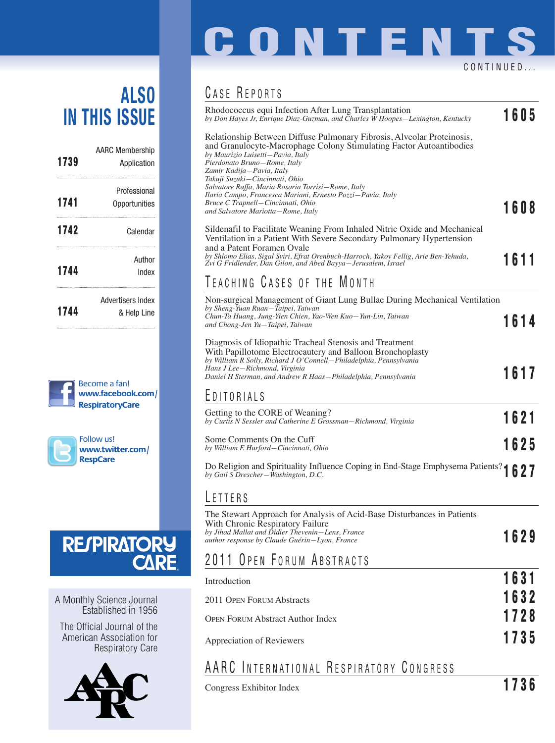# CONTENTS

CONTINUED...

## Case Reports

Rhodococcus equi Infection After Lung Transplantation
*by Don Hayes Jr, Enrique Diaz-Guzman, and Charles W Hoopes—Lexington, Kentucky* **1605**

Relationship Between Diffuse Pulmonary Fibrosis, Alveolar Proteinosis, and Granulocyte-Macrophage Colony Stimulating Factor Autoantibodies
*by Maurizio Luisetti—Pavia, Italy*
*Pierdonato Bruno—Rome, Italy*
*Zamir Kadija—Pavia, Italy*
*Takuji Suzuki—Cincinnati, Ohio*
*Salvatore Raffa, Maria Rosaria Torrisi—Rome, Italy*
*Ilaria Campo, Francesca Mariani, Ernesto Pozzi—Pavia, Italy*
*Bruce C Trapnell—Cincinnati, Ohio*
*and Salvatore Mariotta—Rome, Italy* **1608**

Sildenafil to Facilitate Weaning From Inhaled Nitric Oxide and Mechanical Ventilation in a Patient With Severe Secondary Pulmonary Hypertension and a Patent Foramen Ovale
*by Shlomo Elias, Sigal Sviri, Efrat Orenbuch-Harroch, Yakov Fellig, Arie Ben-Yehuda, Zvi G Fridlender, Dan Gilon, and Abed Bayya—Jerusalem, Israel* **1611**

## Teaching Cases of the Month

Non-surgical Management of Giant Lung Bullae During Mechanical Ventilation
*by Sheng-Yuan Ruan—Taipei, Taiwan*
*Chun-Ta Huang, Jung-Yien Chien, Yao-Wen Kuo—Yun-Lin, Taiwan*
*and Chong-Jen Yu—Taipei, Taiwan* **1614**

Diagnosis of Idiopathic Tracheal Stenosis and Treatment With Papillotome Electrocautery and Balloon Bronchoplasty
*by William R Solly, Richard J O'Connell—Philadelphia, Pennsylvania*
*Hans J Lee—Richmond, Virginia*
*Daniel H Sterman, and Andrew R Haas—Philadelphia, Pennsylvania* **1617**

## Editorials

Getting to the CORE of Weaning?
*by Curtis N Sessler and Catherine E Grossman—Richmond, Virginia* **1621**

Some Comments On the Cuff
*by William E Hurford—Cincinnati, Ohio* **1625**

Do Religion and Spirituality Influence Coping in End-Stage Emphysema Patients?
*by Gail S Drescher—Washington, D.C.* **1627**

## Letters

The Stewart Approach for Analysis of Acid-Base Disturbances in Patients With Chronic Respiratory Failure
*by Jihad Mallat and Didier Thevenin—Lens, France*
*author response by Claude Guérin—Lyon, France* **1629**

## 2011 Open Forum Abstracts

Introduction **1631**

2011 Open Forum Abstracts **1632**

Open Forum Abstract Author Index **1728**

Appreciation of Reviewers **1735**

## AARC International Respiratory Congress

Congress Exhibitor Index **1736**

## Also in This Issue

| | |
|---|---|
| 1739 | AARC Membership Application |
| 1741 | Professional Opportunities |
| 1742 | Calendar |
| 1744 | Author Index |
| 1744 | Advertisers Index & Help Line |

Become a fan! www.facebook.com/RespiratoryCare

Follow us! www.twitter.com/RespCare

RESPIRATORY CARE

A Monthly Science Journal Established in 1956

The Official Journal of the American Association for Respiratory Care